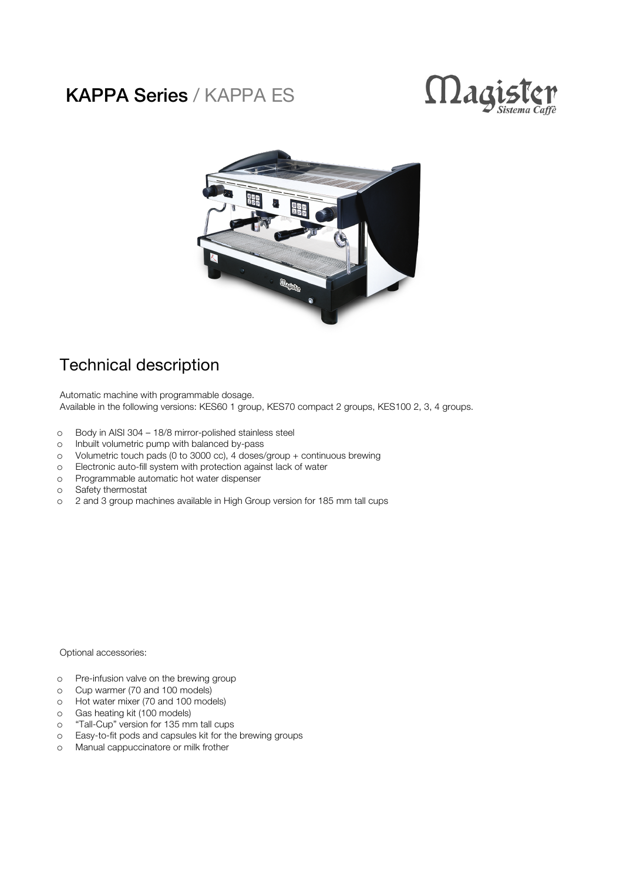# KAPPA Series / KAPPA ES

Magister Sistema Caffè

## Technical description

Automatic machine with programmable dosage.
Available in the following versions: KES60 1 group, KES70 compact 2 groups, KES100 2, 3, 4 groups.

- Body in AISI 304 – 18/8 mirror-polished stainless steel
- Inbuilt volumetric pump with balanced by-pass
- Volumetric touch pads (0 to 3000 cc), 4 doses/group + continuous brewing
- Electronic auto-fill system with protection against lack of water
- Programmable automatic hot water dispenser
- Safety thermostat
- 2 and 3 group machines available in High Group version for 185 mm tall cups

Optional accessories:

- Pre-infusion valve on the brewing group
- Cup warmer (70 and 100 models)
- Hot water mixer (70 and 100 models)
- Gas heating kit (100 models)
- "Tall-Cup" version for 135 mm tall cups
- Easy-to-fit pods and capsules kit for the brewing groups
- Manual cappuccinatore or milk frother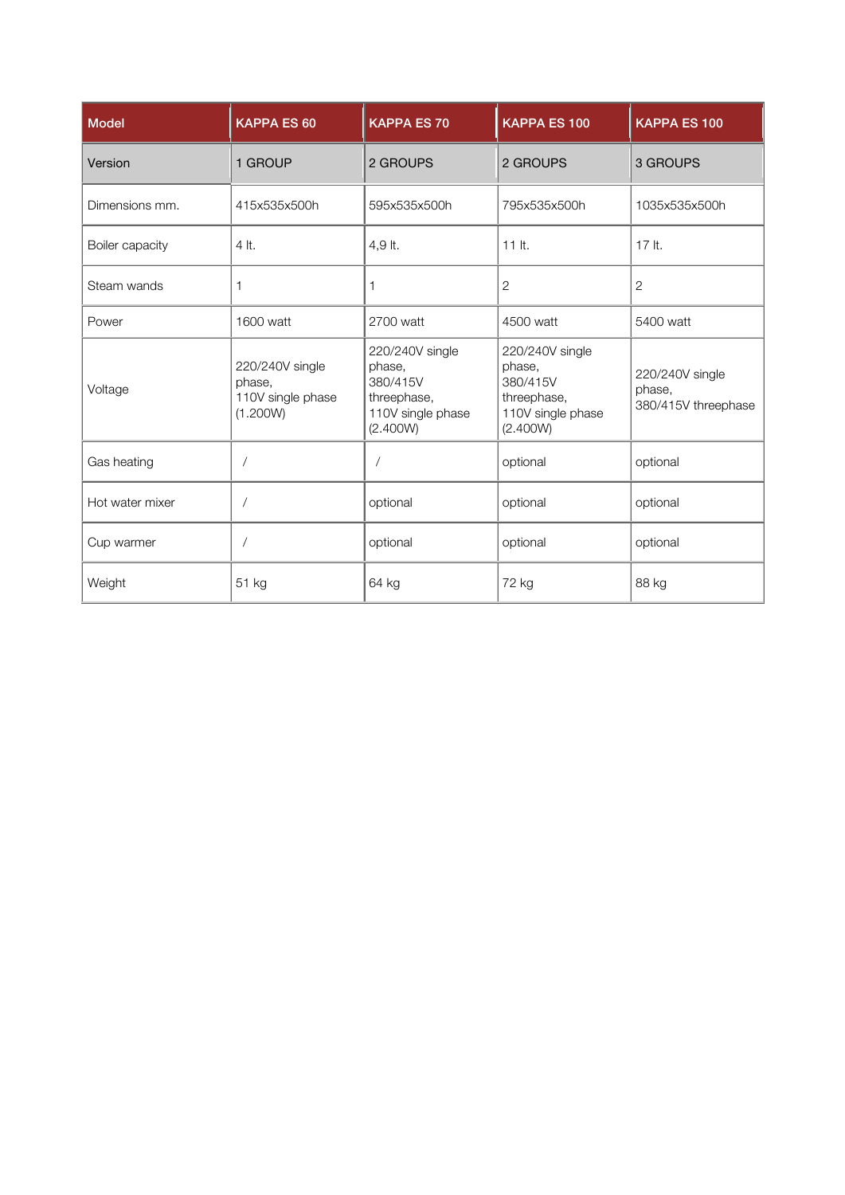| Model | KAPPA ES 60 | KAPPA ES 70 | KAPPA ES 100 | KAPPA ES 100 |
|---|---|---|---|---|
| Version | 1 GROUP | 2 GROUPS | 2 GROUPS | 3 GROUPS |
| Dimensions mm. | 415x535x500h | 595x535x500h | 795x535x500h | 1035x535x500h |
| Boiler capacity | 4 lt. | 4,9 lt. | 11 lt. | 17 lt. |
| Steam wands | 1 | 1 | 2 | 2 |
| Power | 1600 watt | 2700 watt | 4500 watt | 5400 watt |
| Voltage | 220/240V single phase,<br>110V single phase (1.200W) | 220/240V single phase,<br>380/415V threephase,<br>110V single phase (2.400W) | 220/240V single phase,<br>380/415V threephase,<br>110V single phase (2.400W) | 220/240V single phase,<br>380/415V threephase |
| Gas heating | / | / | optional | optional |
| Hot water mixer | / | optional | optional | optional |
| Cup warmer | / | optional | optional | optional |
| Weight | 51 kg | 64 kg | 72 kg | 88 kg |